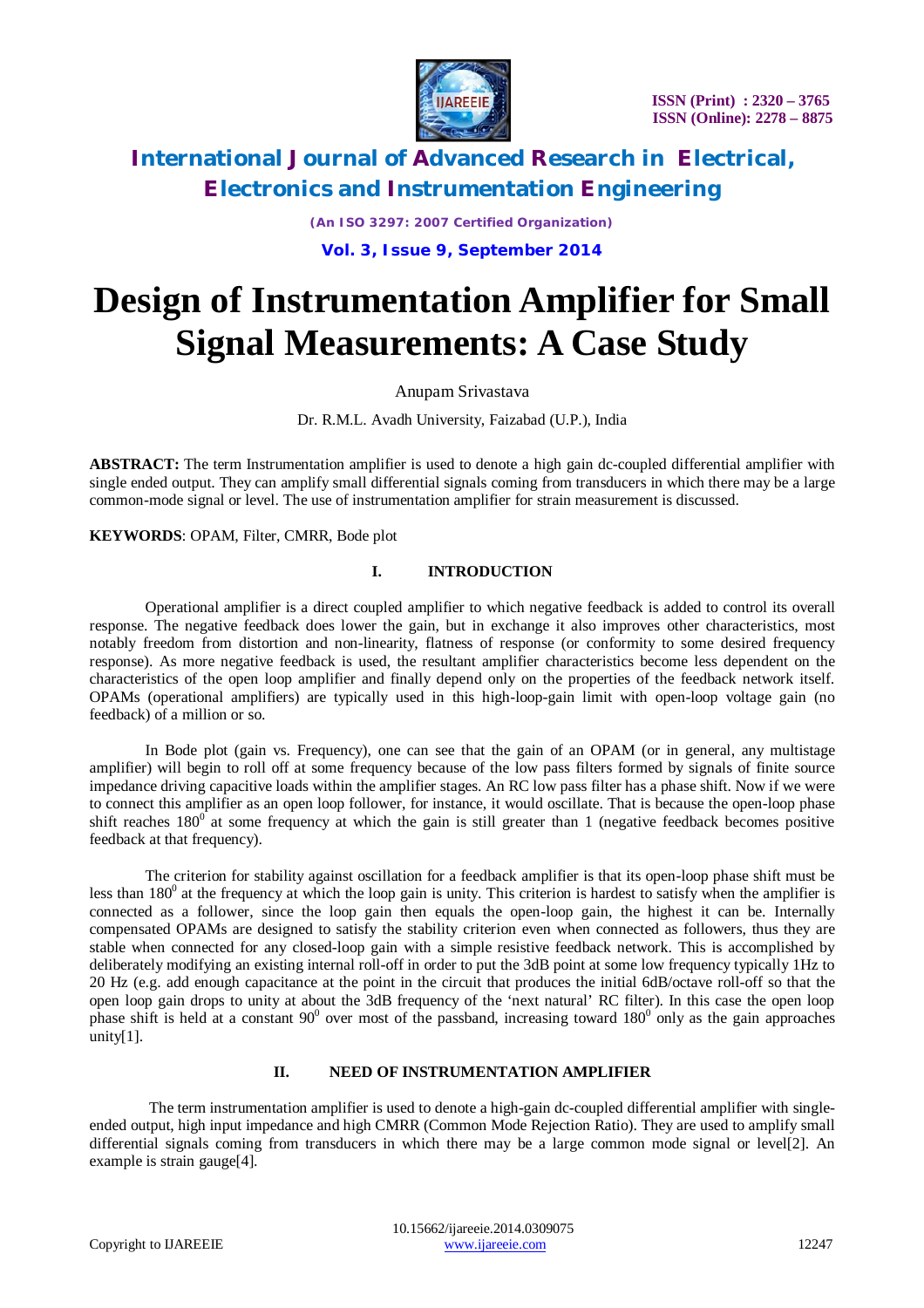# Design of Instrumentation Amplifier for Small Signal Measurements: A Case Study

Anupam Srivastava

Dr. R.M.L. Avadh University, Faizabad (U.P.), India

**ABSTRACT:** The term Instrumentation amplifier is used to denote a high gain dc-coupled differential amplifier with single ended output. They can amplify small differential signals coming from transducers in which there may be a large common-mode signal or level. The use of instrumentation amplifier for strain measurement is discussed.

**KEYWORDS**: OPAM, Filter, CMRR, Bode plot

## I. INTRODUCTION

Operational amplifier is a direct coupled amplifier to which negative feedback is added to control its overall response. The negative feedback does lower the gain, but in exchange it also improves other characteristics, most notably freedom from distortion and non-linearity, flatness of response (or conformity to some desired frequency response). As more negative feedback is used, the resultant amplifier characteristics become less dependent on the characteristics of the open loop amplifier and finally depend only on the properties of the feedback network itself. OPAMs (operational amplifiers) are typically used in this high-loop-gain limit with open-loop voltage gain (no feedback) of a million or so.

In Bode plot (gain vs. Frequency), one can see that the gain of an OPAM (or in general, any multistage amplifier) will begin to roll off at some frequency because of the low pass filters formed by signals of finite source impedance driving capacitive loads within the amplifier stages. An RC low pass filter has a phase shift. Now if we were to connect this amplifier as an open loop follower, for instance, it would oscillate. That is because the open-loop phase shift reaches $180^0$ at some frequency at which the gain is still greater than 1 (negative feedback becomes positive feedback at that frequency).

The criterion for stability against oscillation for a feedback amplifier is that its open-loop phase shift must be less than $180^0$ at the frequency at which the loop gain is unity. This criterion is hardest to satisfy when the amplifier is connected as a follower, since the loop gain then equals the open-loop gain, the highest it can be. Internally compensated OPAMs are designed to satisfy the stability criterion even when connected as followers, thus they are stable when connected for any closed-loop gain with a simple resistive feedback network. This is accomplished by deliberately modifying an existing internal roll-off in order to put the 3dB point at some low frequency typically 1Hz to 20 Hz (e.g. add enough capacitance at the point in the circuit that produces the initial 6dB/octave roll-off so that the open loop gain drops to unity at about the 3dB frequency of the 'next natural' RC filter). In this case the open loop phase shift is held at a constant $90^0$ over most of the passband, increasing toward $180^0$ only as the gain approaches unity[1].

## II. NEED OF INSTRUMENTATION AMPLIFIER

The term instrumentation amplifier is used to denote a high-gain dc-coupled differential amplifier with single-ended output, high input impedance and high CMRR (Common Mode Rejection Ratio). They are used to amplify small differential signals coming from transducers in which there may be a large common mode signal or level[2]. An example is strain gauge[4].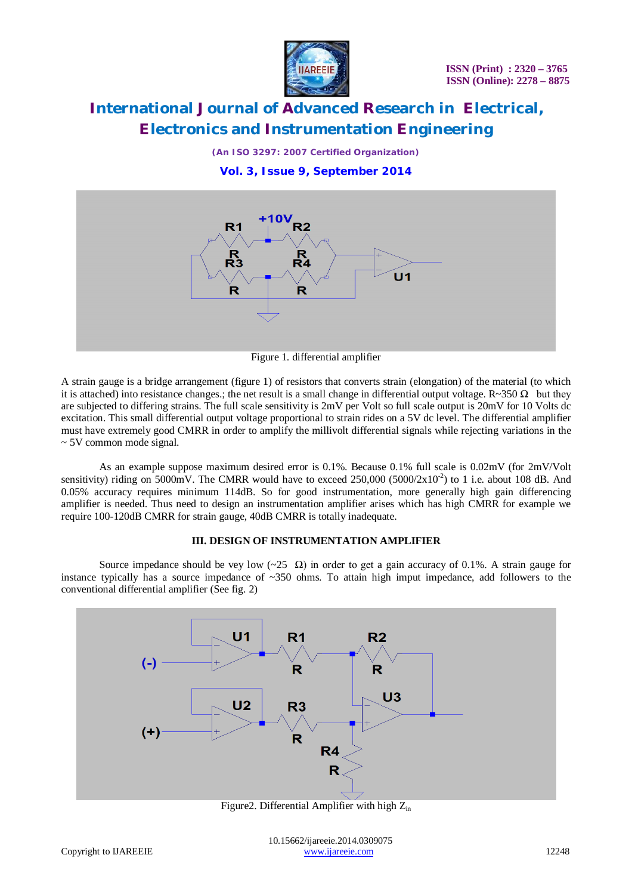Figure 1. differential amplifier

A strain gauge is a bridge arrangement (figure 1) of resistors that converts strain (elongation) of the material (to which it is attached) into resistance changes.; the net result is a small change in differential output voltage. R~350 Ω but they are subjected to differing strains. The full scale sensitivity is 2mV per Volt so full scale output is 20mV for 10 Volts dc excitation. This small differential output voltage proportional to strain rides on a 5V dc level. The differential amplifier must have extremely good CMRR in order to amplify the millivolt differential signals while rejecting variations in the ~ 5V common mode signal.

As an example suppose maximum desired error is 0.1%. Because 0.1% full scale is 0.02mV (for 2mV/Volt sensitivity) riding on 5000mV. The CMRR would have to exceed 250,000 ($5000/2x10^{-2}$) to 1 i.e. about 108 dB. And 0.05% accuracy requires minimum 114dB. So for good instrumentation, more generally high gain differencing amplifier is needed. Thus need to design an instrumentation amplifier arises which has high CMRR for example we require 100-120dB CMRR for strain gauge, 40dB CMRR is totally inadequate.

## III. DESIGN OF INSTRUMENTATION AMPLIFIER

Source impedance should be vey low (~25 Ω) in order to get a gain accuracy of 0.1%. A strain gauge for instance typically has a source impedance of ~350 ohms. To attain high imput impedance, add followers to the conventional differential amplifier (See fig. 2)

Figure2. Differential Amplifier with high $Z_{in}$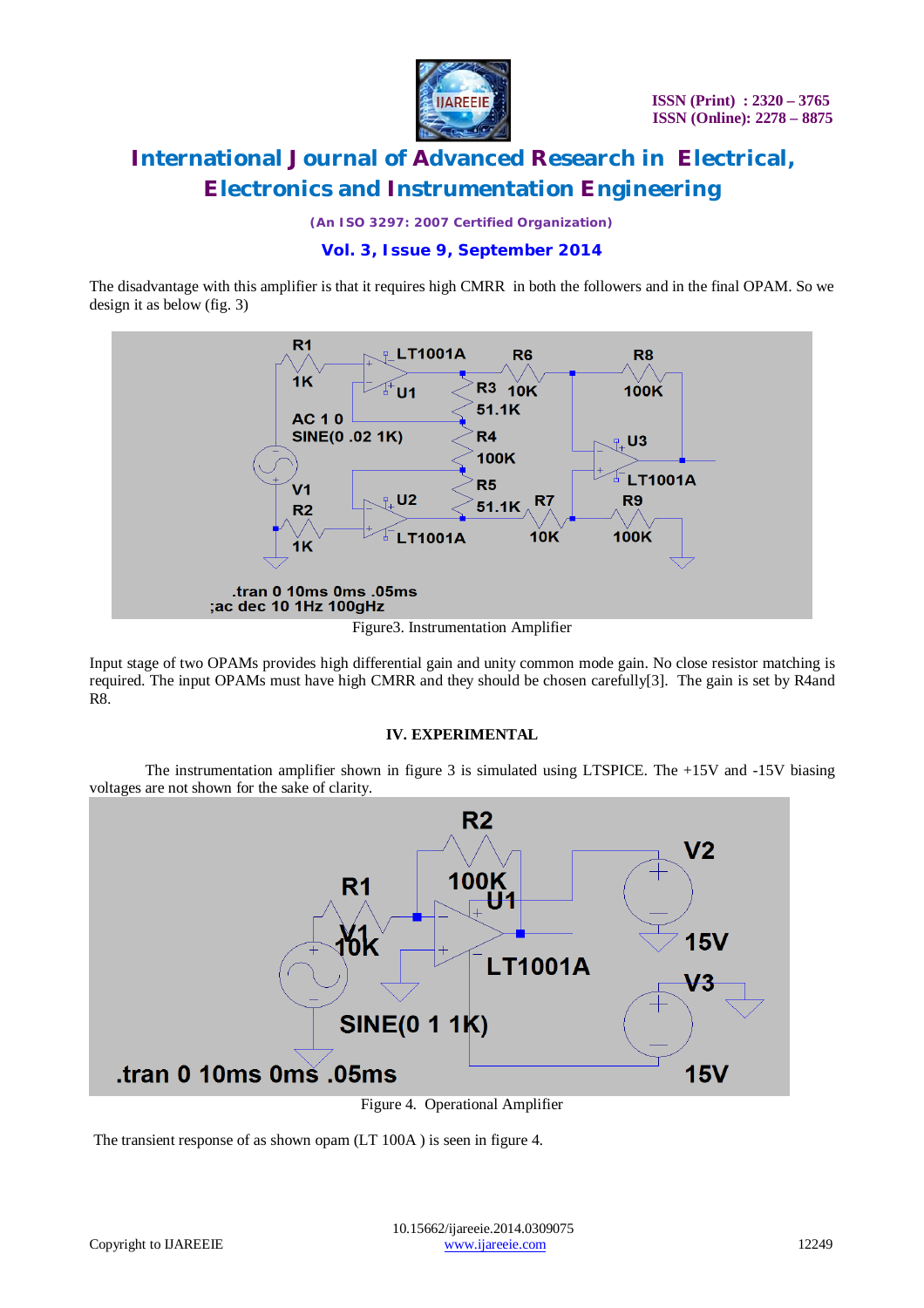The disadvantage with this amplifier is that it requires high CMRR in both the followers and in the final OPAM. So we design it as below (fig. 3)

R1
1K
LT1001A
U1
R6
R3 10K
51.1K
R8
100K
AC 1 0
SINE(0 .02 1K)
R4
100K
U3
V1
R2
U2
R5
51.1K
R7
R9
LT1001A
1K
LT1001A
10K
100K
.tran 0 10ms 0ms .05ms
;ac dec 10 1Hz 100gHz

Figure3. Instrumentation Amplifier

Input stage of two OPAMs provides high differential gain and unity common mode gain. No close resistor matching is required. The input OPAMs must have high CMRR and they should be chosen carefully[3]. The gain is set by R4and R8.

## IV. EXPERIMENTAL

The instrumentation amplifier shown in figure 3 is simulated using LTSPICE. The +15V and -15V biasing voltages are not shown for the sake of clarity.

R2
V2
100K
U1
R1
V1
10K
15V
LT1001A
V3
SINE(0 1 1K)
.tran 0 10ms 0ms .05ms
15V

Figure 4. Operational Amplifier

The transient response of as shown opam (LT 100A ) is seen in figure 4.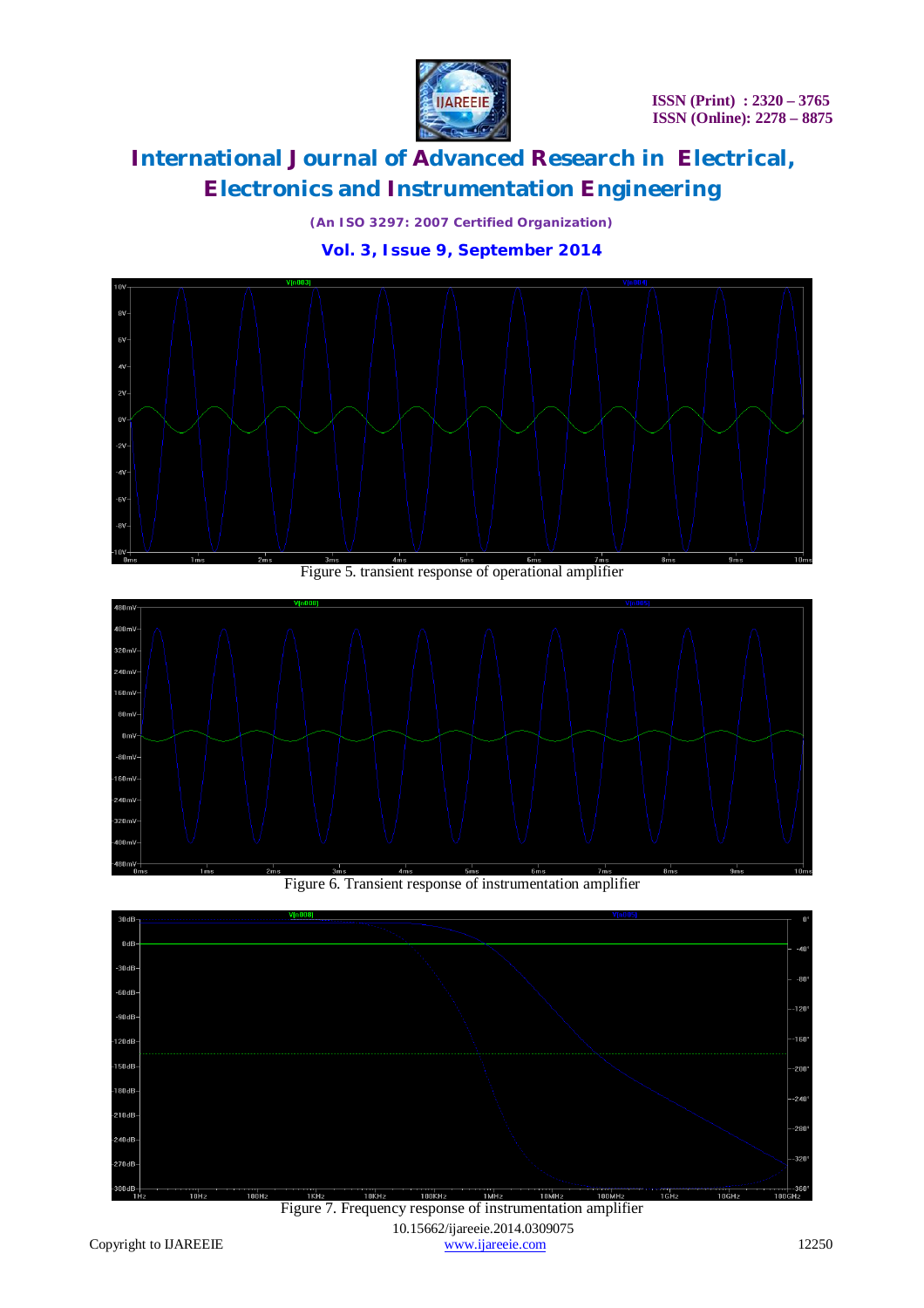V(n003)

V(n004)

10V 8V 6V 4V 2V 0V -2V -4V -6V -8V -10V

0ms 1ms 2ms 3ms 4ms 5ms 6ms 7ms 8ms 9ms 10ms

Figure 5. transient response of operational amplifier

V(n008)

V(n005)

480mV 400mV 320mV 240mV 160mV 80mV 0mV -80mV -160mV -240mV -320mV -400mV -480mV

0ms 1ms 2ms 3ms 4ms 5ms 6ms 7ms 8ms 9ms 10ms

Figure 6. Transient response of instrumentation amplifier

V(n008)

V(n005)

30dB 0dB -30dB -60dB -90dB -120dB -150dB -180dB -210dB -240dB -270dB -300dB

0° -40° -80° -120° -160° -200° -240° -280° -320° -360°

1Hz 10Hz 100Hz 1KHz 10KHz 100KHz 1MHz 10MHz 100MHz 1GHz 10GHz 100GHz

Figure 7. Frequency response of instrumentation amplifier

10.15662/ijareeie.2014.0309075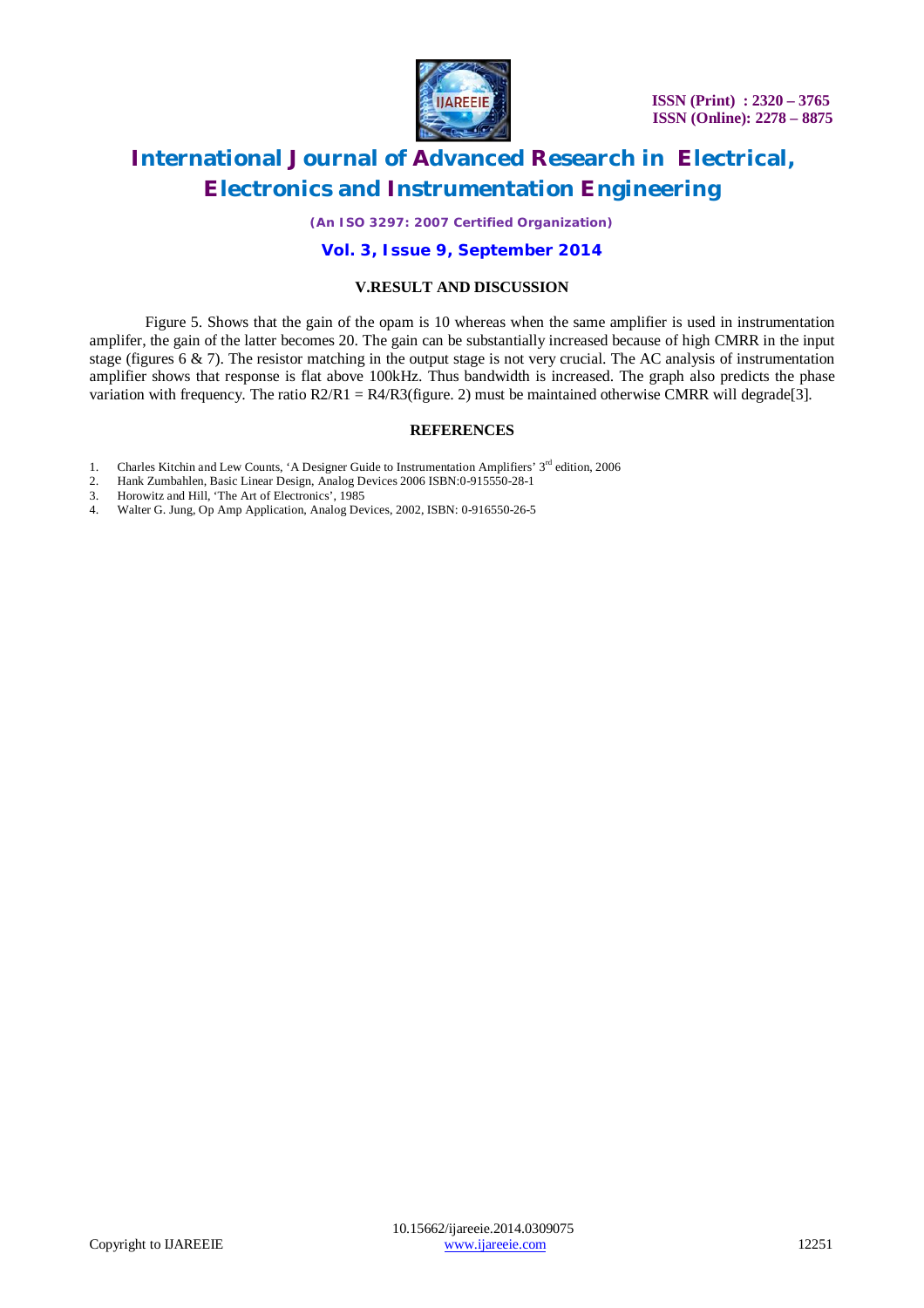### V.RESULT AND DISCUSSION

Figure 5. Shows that the gain of the opam is 10 whereas when the same amplifier is used in instrumentation amplifer, the gain of the latter becomes 20. The gain can be substantially increased because of high CMRR in the input stage (figures 6 & 7). The resistor matching in the output stage is not very crucial. The AC analysis of instrumentation amplifier shows that response is flat above 100kHz. Thus bandwidth is increased. The graph also predicts the phase variation with frequency. The ratio $R2/R1 = R4/R3$(figure. 2) must be maintained otherwise CMRR will degrade[3].

### REFERENCES

1. Charles Kitchin and Lew Counts, 'A Designer Guide to Instrumentation Amplifiers' 3rd edition, 2006
2. Hank Zumbahlen, Basic Linear Design, Analog Devices 2006 ISBN:0-915550-28-1
3. Horowitz and Hill, 'The Art of Electronics', 1985
4. Walter G. Jung, Op Amp Application, Analog Devices, 2002, ISBN: 0-916550-26-5